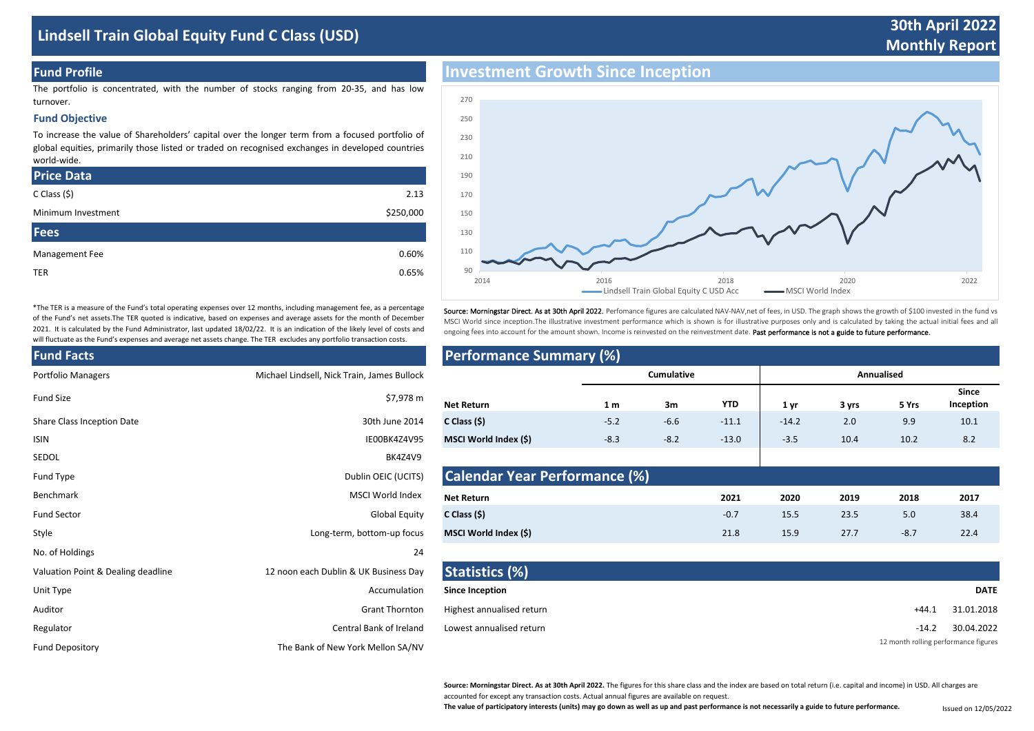# Lindsell Train Global Equity Fund C Class (USD)

**30th April 2022**
**Monthly Report**

## Fund Profile

The portfolio is concentrated, with the number of stocks ranging from 20-35, and has low turnover.

### Fund Objective

To increase the value of Shareholders' capital over the longer term from a focused portfolio of global equities, primarily those listed or traded on recognised exchanges in developed countries world-wide.

## Price Data

| | |
|---|---|
| C Class ($) | 2.13 |
| Minimum Investment | $250,000 |

## Fees

| | |
|---|---|
| Management Fee | 0.60% |
| TER | 0.65% |

*The TER is a measure of the Fund's total operating expenses over 12 months, including management fee, as a percentage of the Fund's net assets.The TER quoted is indicative, based on expenses and average assets for the month of December 2021. It is calculated by the Fund Administrator, last updated 18/02/22. It is an indication of the likely level of costs and will fluctuate as the Fund's expenses and average net assets change. The TER excludes any portfolio transaction costs.

## Fund Facts

| | |
|---|---|
| Portfolio Managers | Michael Lindsell, Nick Train, James Bullock |
| Fund Size | $7,978 m |
| Share Class Inception Date | 30th June 2014 |
| ISIN | IE00BK4Z4V95 |
| SEDOL | BK4Z4V9 |
| Fund Type | Dublin OEIC (UCITS) |
| Benchmark | MSCI World Index |
| Fund Sector | Global Equity |
| Style | Long-term, bottom-up focus |
| No. of Holdings | 24 |
| Valuation Point & Dealing deadline | 12 noon each Dublin & UK Business Day |
| Unit Type | Accumulation |
| Auditor | Grant Thornton |
| Regulator | Central Bank of Ireland |
| Fund Depository | The Bank of New York Mellon SA/NV |

## Investment Growth Since Inception

Legend: Lindsell Train Global Equity C USD Acc; MSCI World Index

Source: **Morningstar Direct. As at 30th April 2022.** Perfomance figures are calculated NAV-NAV,net of fees, in USD. The graph shows the growth of $100 invested in the fund vs MSCI World since inception.The illustrative investment performance which is shown is for illustrative purposes only and is calculated by taking the actual initial fees and all ongoing fees into account for the amount shown. Income is reinvested on the reinvestment date. **Past performance is not a guide to future performance.**

## Performance Summary (%)

| | Cumulative | | | Annualised | | | |
|---|---|---|---|---|---|---|---|
| **Net Return** | **1 m** | **3m** | **YTD** | **1 yr** | **3 yrs** | **5 Yrs** | **Since Inception** |
| **C Class ($)** | -5.2 | -6.6 | -11.1 | -14.2 | 2.0 | 9.9 | 10.1 |
| **MSCI World Index ($)** | -8.3 | -8.2 | -13.0 | -3.5 | 10.4 | 10.2 | 8.2 |

## Calendar Year Performance (%)

| **Net Return** | **2021** | **2020** | **2019** | **2018** | **2017** |
|---|---|---|---|---|---|
| **C Class ($)** | -0.7 | 15.5 | 23.5 | 5.0 | 38.4 |
| **MSCI World Index ($)** | 21.8 | 15.9 | 27.7 | -8.7 | 22.4 |

## Statistics (%)

| **Since Inception** | | **DATE** |
|---|---|---|
| Highest annualised return | +44.1 | 31.01.2018 |
| Lowest annualised return | -14.2 | 30.04.2022 |

12 month rolling performance figures

**Source: Morningstar Direct. As at 30th April 2022.** The figures for this share class and the index are based on total return (i.e. capital and income) in USD. All charges are accounted for except any transaction costs. Actual annual figures are available on request.

**The value of participatory interests (units) may go down as well as up and past performance is not necessarily a guide to future performance.**

Issued on 12/05/2022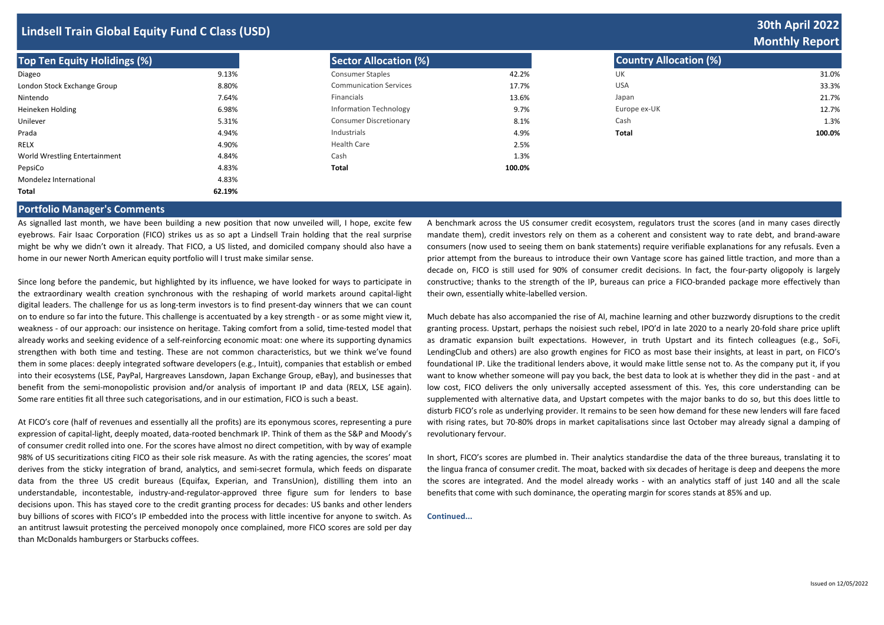# Lindsell Train Global Equity Fund C Class (USD)

## 30th April 2022 Monthly Report

## Top Ten Equity Holidings (%)

| Holding | % |
|---|---|
| Diageo | 9.13% |
| London Stock Exchange Group | 8.80% |
| Nintendo | 7.64% |
| Heineken Holding | 6.98% |
| Unilever | 5.31% |
| Prada | 4.94% |
| RELX | 4.90% |
| World Wrestling Entertainment | 4.84% |
| PepsiCo | 4.83% |
| Mondelez International | 4.83% |
| **Total** | **62.19%** |

## Sector Allocation (%)

| Sector | % |
|---|---|
| Consumer Staples | 42.2% |
| Communication Services | 17.7% |
| Financials | 13.6% |
| Information Technology | 9.7% |
| Consumer Discretionary | 8.1% |
| Industrials | 4.9% |
| Health Care | 2.5% |
| Cash | 1.3% |
| **Total** | **100.0%** |

## Country Allocation (%)

| Country | % |
|---|---|
| UK | 31.0% |
| USA | 33.3% |
| Japan | 21.7% |
| Europe ex-UK | 12.7% |
| Cash | 1.3% |
| **Total** | **100.0%** |

## Portfolio Manager's Comments

As signalled last month, we have been building a new position that now unveiled will, I hope, excite few eyebrows. Fair Isaac Corporation (FICO) strikes us as so apt a Lindsell Train holding that the real surprise might be why we didn't own it already. That FICO, a US listed, and domiciled company should also have a home in our newer North American equity portfolio will I trust make similar sense.

Since long before the pandemic, but highlighted by its influence, we have looked for ways to participate in the extraordinary wealth creation synchronous with the reshaping of world markets around capital-light digital leaders. The challenge for us as long-term investors is to find present-day winners that we can count on to endure so far into the future. This challenge is accentuated by a key strength - or as some might view it, weakness - of our approach: our insistence on heritage. Taking comfort from a solid, time-tested model that already works and seeking evidence of a self-reinforcing economic moat: one where its supporting dynamics strengthen with both time and testing. These are not common characteristics, but we think we've found them in some places: deeply integrated software developers (e.g., Intuit), companies that establish or embed into their ecosystems (LSE, PayPal, Hargreaves Lansdown, Japan Exchange Group, eBay), and businesses that benefit from the semi-monopolistic provision and/or analysis of important IP and data (RELX, LSE again). Some rare entities fit all three such categorisations, and in our estimation, FICO is such a beast.

At FICO's core (half of revenues and essentially all the profits) are its eponymous scores, representing a pure expression of capital-light, deeply moated, data-rooted benchmark IP. Think of them as the S&P and Moody's of consumer credit rolled into one. For the scores have almost no direct competition, with by way of example 98% of US securitizations citing FICO as their sole risk measure. As with the rating agencies, the scores' moat derives from the sticky integration of brand, analytics, and semi-secret formula, which feeds on disparate data from the three US credit bureaus (Equifax, Experian, and TransUnion), distilling them into an understandable, incontestable, industry-and-regulator-approved three figure sum for lenders to base decisions upon. This has stayed core to the credit granting process for decades: US banks and other lenders buy billions of scores with FICO's IP embedded into the process with little incentive for anyone to switch. As an antitrust lawsuit protesting the perceived monopoly once complained, more FICO scores are sold per day than McDonalds hamburgers or Starbucks coffees.

A benchmark across the US consumer credit ecosystem, regulators trust the scores (and in many cases directly mandate them), credit investors rely on them as a coherent and consistent way to rate debt, and brand-aware consumers (now used to seeing them on bank statements) require verifiable explanations for any refusals. Even a prior attempt from the bureaus to introduce their own Vantage score has gained little traction, and more than a decade on, FICO is still used for 90% of consumer credit decisions. In fact, the four-party oligopoly is largely constructive; thanks to the strength of the IP, bureaus can price a FICO-branded package more effectively than their own, essentially white-labelled version.

Much debate has also accompanied the rise of AI, machine learning and other buzzwordy disruptions to the credit granting process. Upstart, perhaps the noisiest such rebel, IPO'd in late 2020 to a nearly 20-fold share price uplift as dramatic expansion built expectations. However, in truth Upstart and its fintech colleagues (e.g., SoFi, LendingClub and others) are also growth engines for FICO as most base their insights, at least in part, on FICO's foundational IP. Like the traditional lenders above, it would make little sense not to. As the company put it, if you want to know whether someone will pay you back, the best data to look at is whether they did in the past - and at low cost, FICO delivers the only universally accepted assessment of this. Yes, this core understanding can be supplemented with alternative data, and Upstart competes with the major banks to do so, but this does little to disturb FICO's role as underlying provider. It remains to be seen how demand for these new lenders will fare faced with rising rates, but 70-80% drops in market capitalisations since last October may already signal a damping of revolutionary fervour.

In short, FICO's scores are plumbed in. Their analytics standardise the data of the three bureaus, translating it to the lingua franca of consumer credit. The moat, backed with six decades of heritage is deep and deepens the more the scores are integrated. And the model already works - with an analytics staff of just 140 and all the scale benefits that come with such dominance, the operating margin for scores stands at 85% and up.

**Continued...**

Issued on 12/05/2022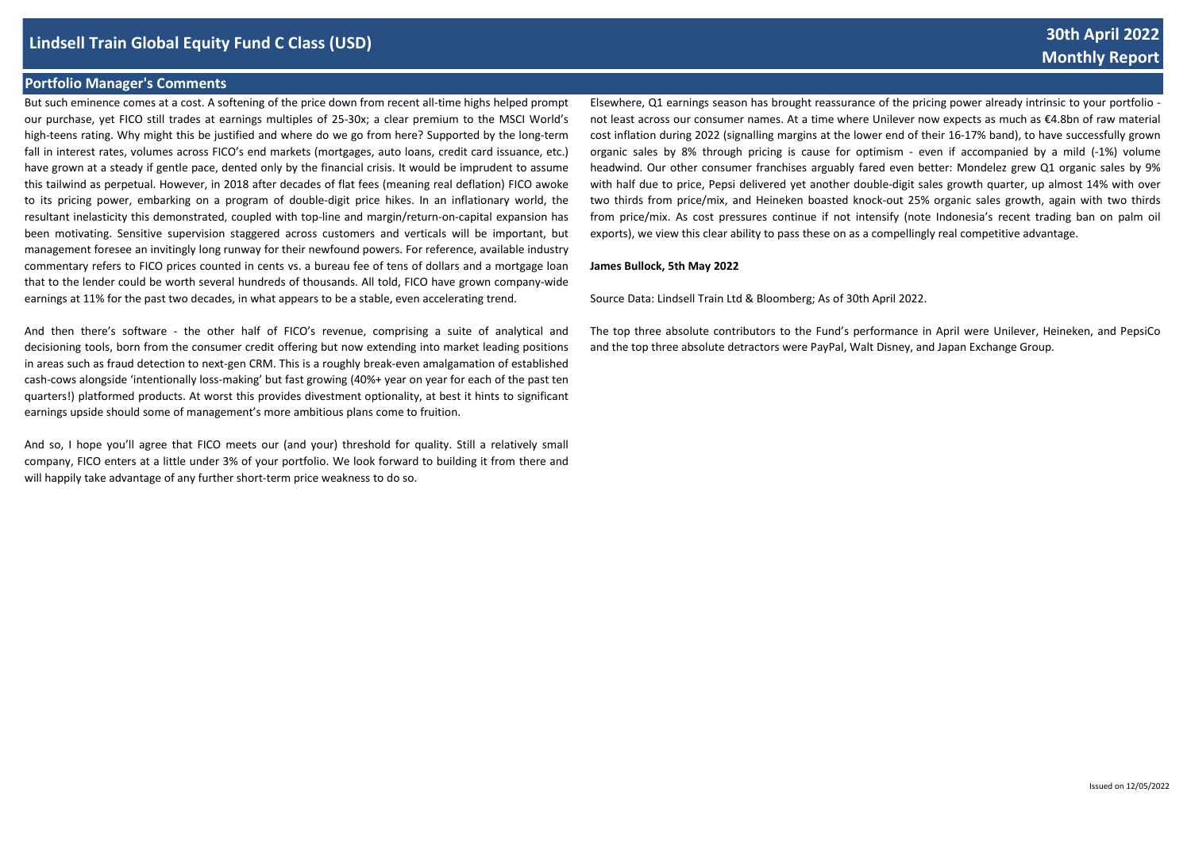## Portfolio Manager's Comments

But such eminence comes at a cost. A softening of the price down from recent all-time highs helped prompt our purchase, yet FICO still trades at earnings multiples of 25-30x; a clear premium to the MSCI World's high-teens rating. Why might this be justified and where do we go from here? Supported by the long-term fall in interest rates, volumes across FICO's end markets (mortgages, auto loans, credit card issuance, etc.) have grown at a steady if gentle pace, dented only by the financial crisis. It would be imprudent to assume this tailwind as perpetual. However, in 2018 after decades of flat fees (meaning real deflation) FICO awoke to its pricing power, embarking on a program of double-digit price hikes. In an inflationary world, the resultant inelasticity this demonstrated, coupled with top-line and margin/return-on-capital expansion has been motivating. Sensitive supervision staggered across customers and verticals will be important, but management foresee an invitingly long runway for their newfound powers. For reference, available industry commentary refers to FICO prices counted in cents vs. a bureau fee of tens of dollars and a mortgage loan that to the lender could be worth several hundreds of thousands. All told, FICO have grown company-wide earnings at 11% for the past two decades, in what appears to be a stable, even accelerating trend.

And then there's software - the other half of FICO's revenue, comprising a suite of analytical and decisioning tools, born from the consumer credit offering but now extending into market leading positions in areas such as fraud detection to next-gen CRM. This is a roughly break-even amalgamation of established cash-cows alongside 'intentionally loss-making' but fast growing (40%+ year on year for each of the past ten quarters!) platformed products. At worst this provides divestment optionality, at best it hints to significant earnings upside should some of management's more ambitious plans come to fruition.

And so, I hope you'll agree that FICO meets our (and your) threshold for quality. Still a relatively small company, FICO enters at a little under 3% of your portfolio. We look forward to building it from there and will happily take advantage of any further short-term price weakness to do so.

Elsewhere, Q1 earnings season has brought reassurance of the pricing power already intrinsic to your portfolio - not least across our consumer names. At a time where Unilever now expects as much as €4.8bn of raw material cost inflation during 2022 (signalling margins at the lower end of their 16-17% band), to have successfully grown organic sales by 8% through pricing is cause for optimism - even if accompanied by a mild (-1%) volume headwind. Our other consumer franchises arguably fared even better: Mondelez grew Q1 organic sales by 9% with half due to price, Pepsi delivered yet another double-digit sales growth quarter, up almost 14% with over two thirds from price/mix, and Heineken boasted knock-out 25% organic sales growth, again with two thirds from price/mix. As cost pressures continue if not intensify (note Indonesia's recent trading ban on palm oil exports), we view this clear ability to pass these on as a compellingly real competitive advantage.

**James Bullock, 5th May 2022**

Source Data: Lindsell Train Ltd & Bloomberg; As of 30th April 2022.

The top three absolute contributors to the Fund's performance in April were Unilever, Heineken, and PepsiCo and the top three absolute detractors were PayPal, Walt Disney, and Japan Exchange Group.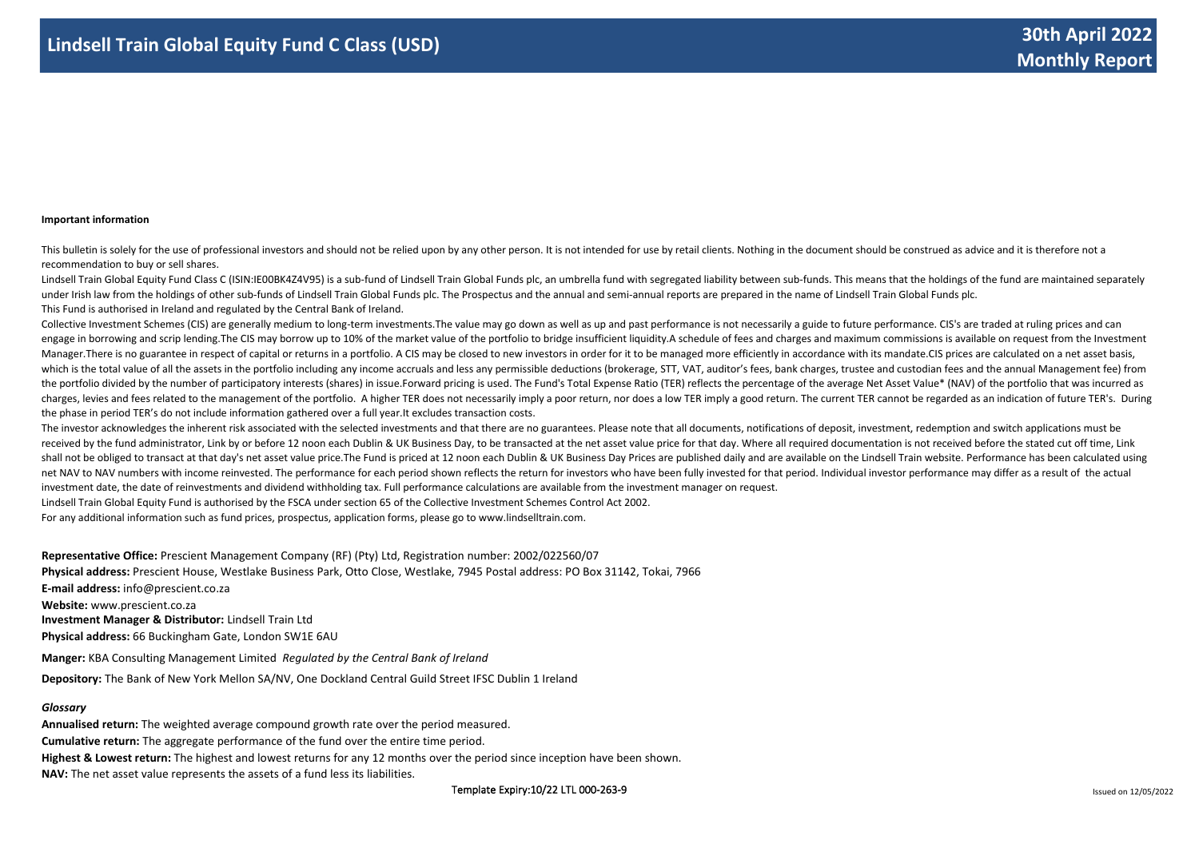# Lindsell Train Global Equity Fund C Class (USD)

**30th April 2022**
**Monthly Report**

**Important information**

This bulletin is solely for the use of professional investors and should not be relied upon by any other person. It is not intended for use by retail clients. Nothing in the document should be construed as advice and it is therefore not a recommendation to buy or sell shares.

Lindsell Train Global Equity Fund Class C (ISIN:IE00BK4Z4V95) is a sub-fund of Lindsell Train Global Funds plc, an umbrella fund with segregated liability between sub-funds. This means that the holdings of the fund are maintained separately under Irish law from the holdings of other sub-funds of Lindsell Train Global Funds plc. The Prospectus and the annual and semi-annual reports are prepared in the name of Lindsell Train Global Funds plc.
This Fund is authorised in Ireland and regulated by the Central Bank of Ireland.

Collective Investment Schemes (CIS) are generally medium to long-term investments.The value may go down as well as up and past performance is not necessarily a guide to future performance. CIS's are traded at ruling prices and can engage in borrowing and scrip lending.The CIS may borrow up to 10% of the market value of the portfolio to bridge insufficient liquidity.A schedule of fees and charges and maximum commissions is available on request from the Investment Manager.There is no guarantee in respect of capital or returns in a portfolio. A CIS may be closed to new investors in order for it to be managed more efficiently in accordance with its mandate.CIS prices are calculated on a net asset basis, which is the total value of all the assets in the portfolio including any income accruals and less any permissible deductions (brokerage, STT, VAT, auditor's fees, bank charges, trustee and custodian fees and the annual Management fee) from the portfolio divided by the number of participatory interests (shares) in issue.Forward pricing is used. The Fund's Total Expense Ratio (TER) reflects the percentage of the average Net Asset Value* (NAV) of the portfolio that was incurred as charges, levies and fees related to the management of the portfolio. A higher TER does not necessarily imply a poor return, nor does a low TER imply a good return. The current TER cannot be regarded as an indication of future TER's. During the phase in period TER's do not include information gathered over a full year.It excludes transaction costs.

The investor acknowledges the inherent risk associated with the selected investments and that there are no guarantees. Please note that all documents, notifications of deposit, investment, redemption and switch applications must be received by the fund administrator, Link by or before 12 noon each Dublin & UK Business Day, to be transacted at the net asset value price for that day. Where all required documentation is not received before the stated cut off time, Link shall not be obliged to transact at that day's net asset value price.The Fund is priced at 12 noon each Dublin & UK Business Day Prices are published daily and are available on the Lindsell Train website. Performance has been calculated using net NAV to NAV numbers with income reinvested. The performance for each period shown reflects the return for investors who have been fully invested for that period. Individual investor performance may differ as a result of the actual investment date, the date of reinvestments and dividend withholding tax. Full performance calculations are available from the investment manager on request.

Lindsell Train Global Equity Fund is authorised by the FSCA under section 65 of the Collective Investment Schemes Control Act 2002.

For any additional information such as fund prices, prospectus, application forms, please go to www.lindselltrain.com.

**Representative Office:** Prescient Management Company (RF) (Pty) Ltd, Registration number: 2002/022560/07

**Physical address:** Prescient House, Westlake Business Park, Otto Close, Westlake, 7945 Postal address: PO Box 31142, Tokai, 7966

**E-mail address:** info@prescient.co.za

**Website:** www.prescient.co.za

**Investment Manager & Distributor:** Lindsell Train Ltd

**Physical address:** 66 Buckingham Gate, London SW1E 6AU

**Manger:** KBA Consulting Management Limited *Regulated by the Central Bank of Ireland*

**Depository:** The Bank of New York Mellon SA/NV, One Dockland Central Guild Street IFSC Dublin 1 Ireland

***Glossary***

**Annualised return:** The weighted average compound growth rate over the period measured.

**Cumulative return:** The aggregate performance of the fund over the entire time period.

**Highest & Lowest return:** The highest and lowest returns for any 12 months over the period since inception have been shown.

**NAV:** The net asset value represents the assets of a fund less its liabilities.

Template Expiry:10/22 LTL 000-263-9

Issued on 12/05/2022